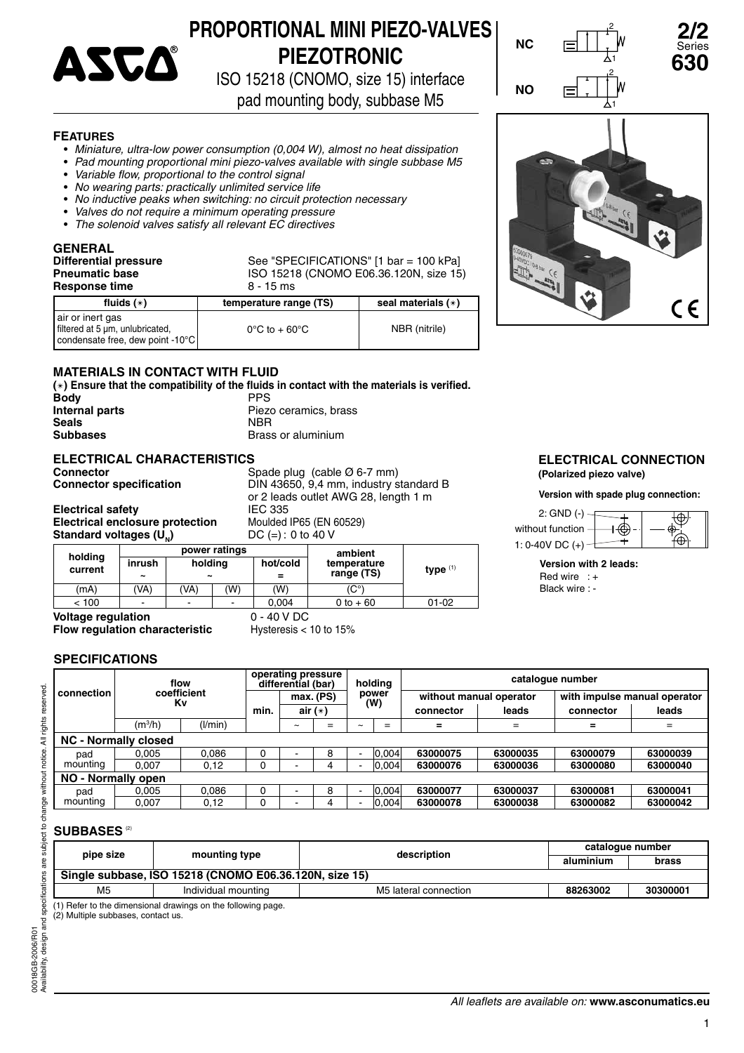# PROPORTIONAL MINI PIEZO-VALVES PIEZOTRONIC

ISO 15218 (CNOMO, size 15) interface
pad mounting body, subbase M5

**2/2**
Series
**630**

NC
NO

## FEATURES

- *Miniature, ultra-low power consumption (0,004 W), almost no heat dissipation*
- *Pad mounting proportional mini piezo-valves available with single subbase M5*
- *Variable flow, proportional to the control signal*
- *No wearing parts: practically unlimited service life*
- *No inductive peaks when switching: no circuit protection necessary*
- *Valves do not require a minimum operating pressure*
- *The solenoid valves satisfy all relevant EC directives*

## GENERAL

**Differential pressure** See "SPECIFICATIONS" [1 bar = 100 kPa]
**Pneumatic base** ISO 15218 (CNOMO E06.36.120N, size 15)
**Response time** 8 - 15 ms

| fluids (∗) | temperature range (TS) | seal materials (∗) |
|---|---|---|
| air or inert gas filtered at 5 µm, unlubricated, condensate free, dew point -10°C | 0°C to + 60°C | NBR (nitrile) |

## MATERIALS IN CONTACT WITH FLUID

**(∗) Ensure that the compatibility of the fluids in contact with the materials is verified.**

**Body** PPS
**Internal parts** Piezo ceramics, brass
**Seals** NBR
**Subbases** Brass or aluminium

## ELECTRICAL CHARACTERISTICS

**Connector** Spade plug (cable Ø 6-7 mm)
**Connector specification** DIN 43650, 9,4 mm, industry standard B or 2 leads outlet AWG 28, length 1 m
**Electrical safety** IEC 335
**Electrical enclosure protection** Moulded IP65 (EN 60529)
**Standard voltages ($U_N$)** DC (=) : 0 to 40 V

| holding current | power ratings | | | | ambient temperature range (TS) | type (1) |
|---|---|---|---|---|---|---|
| | inrush ~ | holding ~ | | hot/cold = | | |
| (mA) | (VA) | (VA) | (W) | (W) | (C°) | |
| < 100 | - | - | - | 0,004 | 0 to + 60 | 01-02 |

**Voltage regulation** 0 - 40 V DC
**Flow regulation characteristic** Hysteresis < 10 to 15%

## ELECTRICAL CONNECTION

**(Polarized piezo valve)**

**Version with spade plug connection:**

2: GND (-)
without function
1: 0-40V DC (+)

**Version with 2 leads:**
Red wire : +
Black wire : -

## SPECIFICATIONS

| connection | flow coefficient Kv | | operating pressure differential (bar) | | | holding power (W) | | catalogue number | | | |
|---|---|---|---|---|---|---|---|---|---|---|---|
| | | | min. | max. (PS) air (∗) | | | | without manual operator | | with impulse manual operator | |
| | ($m^3$/h) | (l/min) | | ~ | = | ~ | = | connector = | leads = | connector = | leads = |
| **NC - Normally closed** | | | | | | | | | | | |
| pad mounting | 0,005 | 0,086 | 0 | - | 8 | - | 0,004 | **63000075** | **63000035** | **63000079** | **63000039** |
| | 0,007 | 0,12 | 0 | - | 4 | - | 0,004 | **63000076** | **63000036** | **63000080** | **63000040** |
| **NO - Normally open** | | | | | | | | | | | |
| pad mounting | 0,005 | 0,086 | 0 | - | 8 | - | 0,004 | **63000077** | **63000037** | **63000081** | **63000041** |
| | 0,007 | 0,12 | 0 | - | 4 | - | 0,004 | **63000078** | **63000038** | **63000082** | **63000042** |

## SUBBASES (2)

| pipe size | mounting type | description | catalogue number | |
|---|---|---|---|---|
| | | | aluminium | brass |
| **Single subbase, ISO 15218 (CNOMO E06.36.120N, size 15)** | | | | |
| M5 | Individual mounting | M5 lateral connection | **88263002** | **30300001** |

(1) Refer to the dimensional drawings on the following page.
(2) Multiple subbases, contact us.

00018GB-2006/R01
Availability, design and specifications are subject to change without notice. All rights reserved.

*All leaflets are available on:* **www.asconumatics.eu**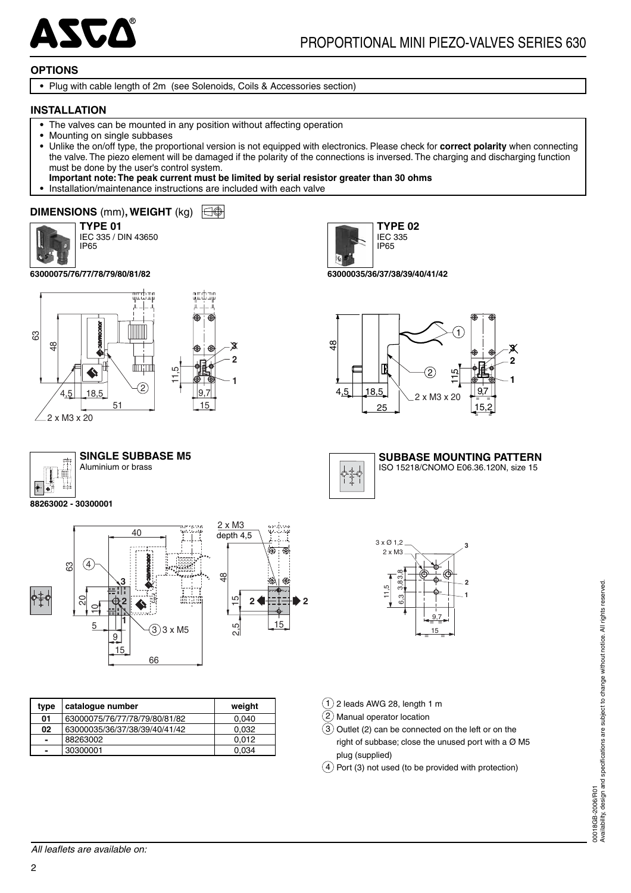## OPTIONS

- Plug with cable length of 2m (see Solenoids, Coils & Accessories section)

## INSTALLATION

- The valves can be mounted in any position without affecting operation
- Mounting on single subbases
- Unlike the on/off type, the proportional version is not equipped with electronics. Please check for **correct polarity** when connecting the valve. The piezo element will be damaged if the polarity of the connections is inversed. The charging and discharging function must be done by the user's control system.
  **Important note: The peak current must be limited by serial resistor greater than 30 ohms**
- Installation/maintenance instructions are included with each valve

## DIMENSIONS (mm), WEIGHT (kg)

**TYPE 01**
IEC 335 / DIN 43650
IP65

63000075/76/77/78/79/80/81/82

63
48
11,5
4,5
18,5
51
9,7
15
2 x M3 x 20
2
1
3

**TYPE 02**
IEC 335
IP65

63000035/36/37/38/39/40/41/42

48
11,5
4,5
18,5
25
2 x M3 x 20
9,7
15,2
1
2
3

**SINGLE SUBBASE M5**
Aluminium or brass

88263002 - 30300001

40
2 x M3
depth 4,5
63
48
20
10
15
2,5
5
9
15
66
3 x M5
3
2
1
2
2
15

**SUBBASE MOUNTING PATTERN**
ISO 15218/CNOMO E06.36.120N, size 15

3 x Ø 1,2
2 x M3
11,5
6,3
3,8
3,8
9,7
15
3
2
1

| type | catalogue number | weight |
|---|---|---|
| 01 | 63000075/76/77/78/79/80/81/82 | 0,040 |
| 02 | 63000035/36/37/38/39/40/41/42 | 0,032 |
| - | 88263002 | 0,012 |
| - | 30300001 | 0,034 |

(1) 2 leads AWG 28, length 1 m
(2) Manual operator location
(3) Outlet (2) can be connected on the left or on the right of subbase; close the unused port with a Ø M5 plug (supplied)
(4) Port (3) not used (to be provided with protection)

00018GB-2006/R01
Availability, design and specifications are subject to change without notice. All rights reserved.

*All leaflets are available on:*